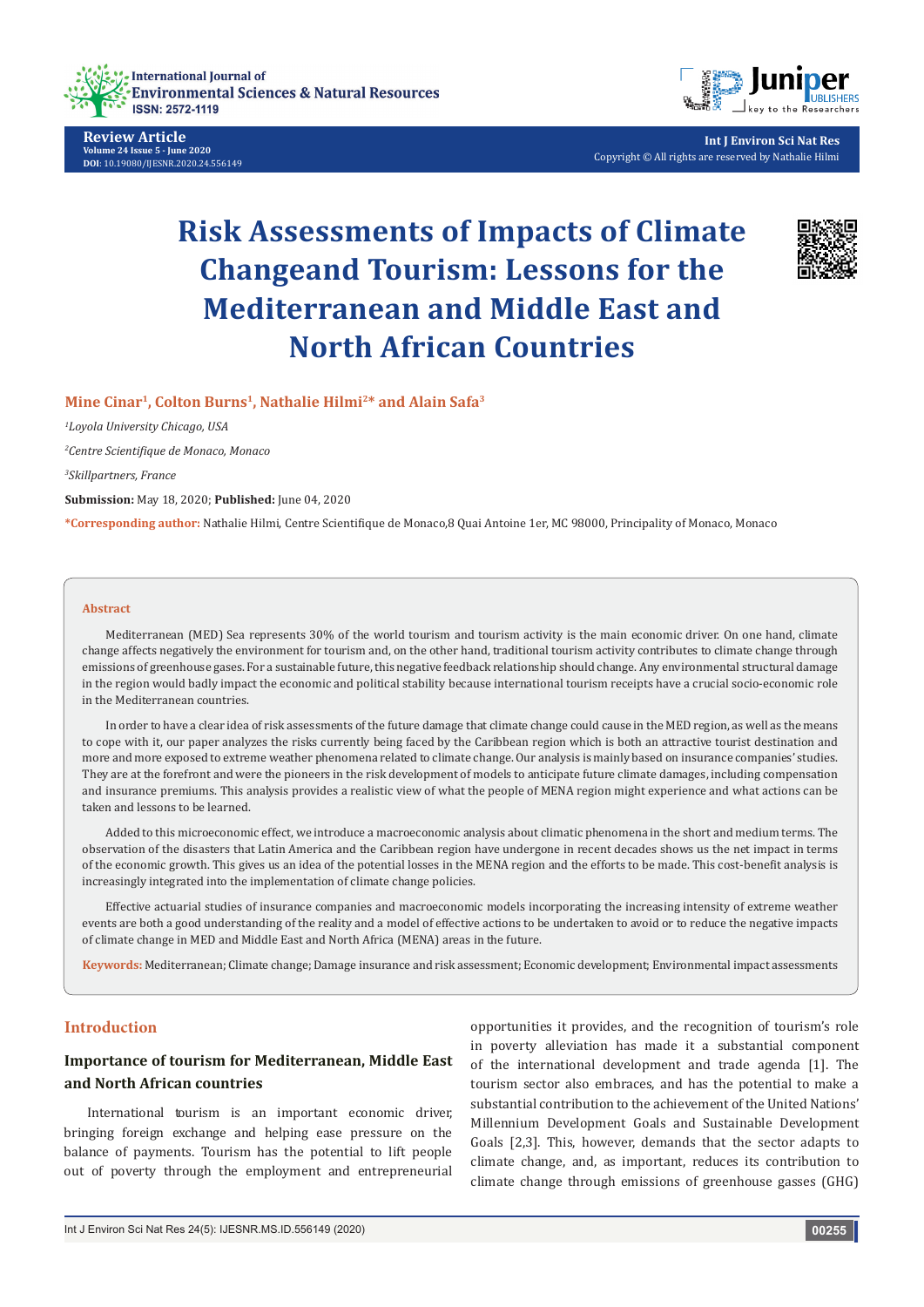Review Article

# Risk Assessments of Impacts of Climate Changeand Tourism: Lessons for the Mediterranean and Middle East and North African Countries

**Mine Cinar[1], Colton Burns[1], Nathalie Hilmi[2]* and Alain Safa[3]**

*[1]Loyola University Chicago, USA*

*[2]Centre Scientifique de Monaco, Monaco*

*[3]Skillpartners, France*

**Submission:** May 18, 2020; **Published:** June 04, 2020

***Corresponding author:** Nathalie Hilmi, Centre Scientifique de Monaco,8 Quai Antoine 1er, MC 98000, Principality of Monaco, Monaco

## Abstract

Mediterranean (MED) Sea represents 30% of the world tourism and tourism activity is the main economic driver. On one hand, climate change affects negatively the environment for tourism and, on the other hand, traditional tourism activity contributes to climate change through emissions of greenhouse gases. For a sustainable future, this negative feedback relationship should change. Any environmental structural damage in the region would badly impact the economic and political stability because international tourism receipts have a crucial socio-economic role in the Mediterranean countries.

In order to have a clear idea of risk assessments of the future damage that climate change could cause in the MED region, as well as the means to cope with it, our paper analyzes the risks currently being faced by the Caribbean region which is both an attractive tourist destination and more and more exposed to extreme weather phenomena related to climate change. Our analysis is mainly based on insurance companies' studies. They are at the forefront and were the pioneers in the risk development of models to anticipate future climate damages, including compensation and insurance premiums. This analysis provides a realistic view of what the people of MENA region might experience and what actions can be taken and lessons to be learned.

Added to this microeconomic effect, we introduce a macroeconomic analysis about climatic phenomena in the short and medium terms. The observation of the disasters that Latin America and the Caribbean region have undergone in recent decades shows us the net impact in terms of the economic growth. This gives us an idea of the potential losses in the MENA region and the efforts to be made. This cost-benefit analysis is increasingly integrated into the implementation of climate change policies.

Effective actuarial studies of insurance companies and macroeconomic models incorporating the increasing intensity of extreme weather events are both a good understanding of the reality and a model of effective actions to be undertaken to avoid or to reduce the negative impacts of climate change in MED and Middle East and North Africa (MENA) areas in the future.

**Keywords:** Mediterranean; Climate change; Damage insurance and risk assessment; Economic development; Environmental impact assessments

## Introduction

### Importance of tourism for Mediterranean, Middle East and North African countries

International tourism is an important economic driver, bringing foreign exchange and helping ease pressure on the balance of payments. Tourism has the potential to lift people out of poverty through the employment and entrepreneurial opportunities it provides, and the recognition of tourism's role in poverty alleviation has made it a substantial component of the international development and trade agenda [1]. The tourism sector also embraces, and has the potential to make a substantial contribution to the achievement of the United Nations' Millennium Development Goals and Sustainable Development Goals [2,3]. This, however, demands that the sector adapts to climate change, and, as important, reduces its contribution to climate change through emissions of greenhouse gasses (GHG)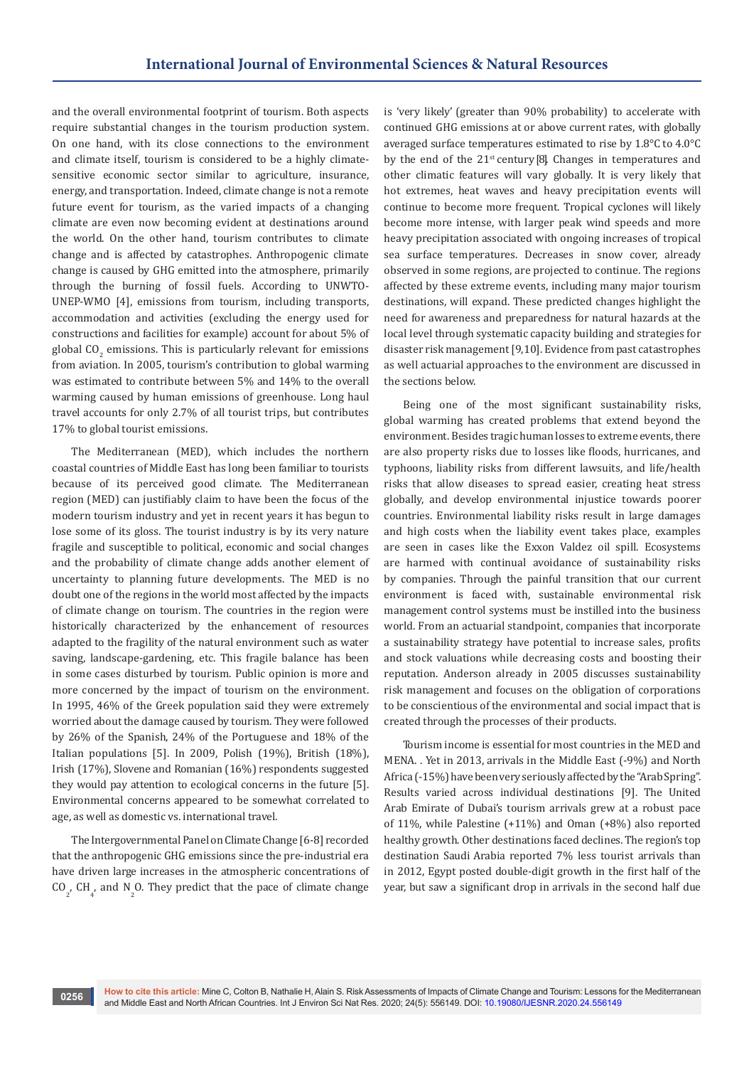and the overall environmental footprint of tourism. Both aspects require substantial changes in the tourism production system. On one hand, with its close connections to the environment and climate itself, tourism is considered to be a highly climate-sensitive economic sector similar to agriculture, insurance, energy, and transportation. Indeed, climate change is not a remote future event for tourism, as the varied impacts of a changing climate are even now becoming evident at destinations around the world. On the other hand, tourism contributes to climate change and is affected by catastrophes. Anthropogenic climate change is caused by GHG emitted into the atmosphere, primarily through the burning of fossil fuels. According to UNWTO-UNEP-WMO [4], emissions from tourism, including transports, accommodation and activities (excluding the energy used for constructions and facilities for example) account for about 5% of global $CO_2$ emissions. This is particularly relevant for emissions from aviation. In 2005, tourism's contribution to global warming was estimated to contribute between 5% and 14% to the overall warming caused by human emissions of greenhouse. Long haul travel accounts for only 2.7% of all tourist trips, but contributes 17% to global tourist emissions.

The Mediterranean (MED), which includes the northern coastal countries of Middle East has long been familiar to tourists because of its perceived good climate. The Mediterranean region (MED) can justifiably claim to have been the focus of the modern tourism industry and yet in recent years it has begun to lose some of its gloss. The tourist industry is by its very nature fragile and susceptible to political, economic and social changes and the probability of climate change adds another element of uncertainty to planning future developments. The MED is no doubt one of the regions in the world most affected by the impacts of climate change on tourism. The countries in the region were historically characterized by the enhancement of resources adapted to the fragility of the natural environment such as water saving, landscape-gardening, etc. This fragile balance has been in some cases disturbed by tourism. Public opinion is more and more concerned by the impact of tourism on the environment. In 1995, 46% of the Greek population said they were extremely worried about the damage caused by tourism. They were followed by 26% of the Spanish, 24% of the Portuguese and 18% of the Italian populations [5]. In 2009, Polish (19%), British (18%), Irish (17%), Slovene and Romanian (16%) respondents suggested they would pay attention to ecological concerns in the future [5]. Environmental concerns appeared to be somewhat correlated to age, as well as domestic vs. international travel.

The Intergovernmental Panel on Climate Change [6-8] recorded that the anthropogenic GHG emissions since the pre-industrial era have driven large increases in the atmospheric concentrations of $CO_2$, $CH_4$, and $N_2O$. They predict that the pace of climate change is 'very likely' (greater than 90% probability) to accelerate with continued GHG emissions at or above current rates, with globally averaged surface temperatures estimated to rise by 1.8°C to 4.0°C by the end of the 21st century [8]. Changes in temperatures and other climatic features will vary globally. It is very likely that hot extremes, heat waves and heavy precipitation events will continue to become more frequent. Tropical cyclones will likely become more intense, with larger peak wind speeds and more heavy precipitation associated with ongoing increases of tropical sea surface temperatures. Decreases in snow cover, already observed in some regions, are projected to continue. The regions affected by these extreme events, including many major tourism destinations, will expand. These predicted changes highlight the need for awareness and preparedness for natural hazards at the local level through systematic capacity building and strategies for disaster risk management [9,10]. Evidence from past catastrophes as well actuarial approaches to the environment are discussed in the sections below.

Being one of the most significant sustainability risks, global warming has created problems that extend beyond the environment. Besides tragic human losses to extreme events, there are also property risks due to losses like floods, hurricanes, and typhoons, liability risks from different lawsuits, and life/health risks that allow diseases to spread easier, creating heat stress globally, and develop environmental injustice towards poorer countries. Environmental liability risks result in large damages and high costs when the liability event takes place, examples are seen in cases like the Exxon Valdez oil spill. Ecosystems are harmed with continual avoidance of sustainability risks by companies. Through the painful transition that our current environment is faced with, sustainable environmental risk management control systems must be instilled into the business world. From an actuarial standpoint, companies that incorporate a sustainability strategy have potential to increase sales, profits and stock valuations while decreasing costs and boosting their reputation. Anderson already in 2005 discusses sustainability risk management and focuses on the obligation of corporations to be conscientious of the environmental and social impact that is created through the processes of their products.

Tourism income is essential for most countries in the MED and MENA. . Yet in 2013, arrivals in the Middle East (-9%) and North Africa (-15%) have been very seriously affected by the "Arab Spring". Results varied across individual destinations [9]. The United Arab Emirate of Dubai's tourism arrivals grew at a robust pace of 11%, while Palestine (+11%) and Oman (+8%) also reported healthy growth. Other destinations faced declines. The region's top destination Saudi Arabia reported 7% less tourist arrivals than in 2012, Egypt posted double-digit growth in the first half of the year, but saw a significant drop in arrivals in the second half due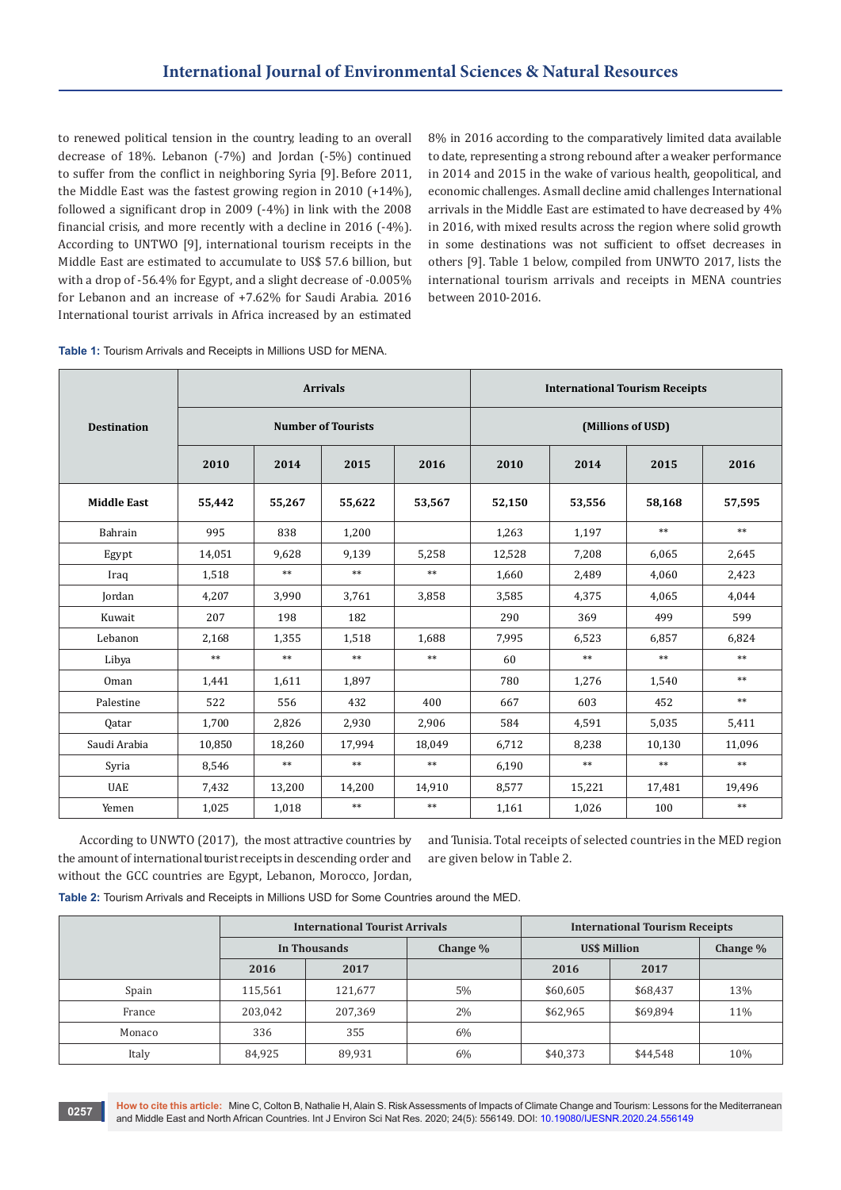to renewed political tension in the country, leading to an overall decrease of 18%. Lebanon (-7%) and Jordan (-5%) continued to suffer from the conflict in neighboring Syria [9]. Before 2011, the Middle East was the fastest growing region in 2010 (+14%), followed a significant drop in 2009 (-4%) in link with the 2008 financial crisis, and more recently with a decline in 2016 (-4%). According to UNTWO [9], international tourism receipts in the Middle East are estimated to accumulate to US$ 57.6 billion, but with a drop of -56.4% for Egypt, and a slight decrease of -0.005% for Lebanon and an increase of +7.62% for Saudi Arabia. 2016 International tourist arrivals in Africa increased by an estimated 8% in 2016 according to the comparatively limited data available to date, representing a strong rebound after a weaker performance in 2014 and 2015 in the wake of various health, geopolitical, and economic challenges. Asmall decline amid challenges International arrivals in the Middle East are estimated to have decreased by 4% in 2016, with mixed results across the region where solid growth in some destinations was not sufficient to offset decreases in others [9]. Table 1 below, compiled from UNWTO 2017, lists the international tourism arrivals and receipts in MENA countries between 2010-2016.

**Table 1:** Tourism Arrivals and Receipts in Millions USD for MENA.

| Destination | Arrivals | | | | International Tourism Receipts | | | |
|---|---|---|---|---|---|---|---|---|
| | Number of Tourists | | | | (Millions of USD) | | | |
| | 2010 | 2014 | 2015 | 2016 | 2010 | 2014 | 2015 | 2016 |
| **Middle East** | **55,442** | **55,267** | **55,622** | **53,567** | **52,150** | **53,556** | **58,168** | **57,595** |
| Bahrain | 995 | 838 | 1,200 | | 1,263 | 1,197 | ** | ** |
| Egypt | 14,051 | 9,628 | 9,139 | 5,258 | 12,528 | 7,208 | 6,065 | 2,645 |
| Iraq | 1,518 | ** | ** | ** | 1,660 | 2,489 | 4,060 | 2,423 |
| Jordan | 4,207 | 3,990 | 3,761 | 3,858 | 3,585 | 4,375 | 4,065 | 4,044 |
| Kuwait | 207 | 198 | 182 | | 290 | 369 | 499 | 599 |
| Lebanon | 2,168 | 1,355 | 1,518 | 1,688 | 7,995 | 6,523 | 6,857 | 6,824 |
| Libya | ** | ** | ** | ** | 60 | ** | ** | ** |
| Oman | 1,441 | 1,611 | 1,897 | | 780 | 1,276 | 1,540 | ** |
| Palestine | 522 | 556 | 432 | 400 | 667 | 603 | 452 | ** |
| Qatar | 1,700 | 2,826 | 2,930 | 2,906 | 584 | 4,591 | 5,035 | 5,411 |
| Saudi Arabia | 10,850 | 18,260 | 17,994 | 18,049 | 6,712 | 8,238 | 10,130 | 11,096 |
| Syria | 8,546 | ** | ** | ** | 6,190 | ** | ** | ** |
| UAE | 7,432 | 13,200 | 14,200 | 14,910 | 8,577 | 15,221 | 17,481 | 19,496 |
| Yemen | 1,025 | 1,018 | ** | ** | 1,161 | 1,026 | 100 | ** |

According to UNWTO (2017), the most attractive countries by the amount of international tourist receipts in descending order and without the GCC countries are Egypt, Lebanon, Morocco, Jordan, and Tunisia. Total receipts of selected countries in the MED region are given below in Table 2.

**Table 2:** Tourism Arrivals and Receipts in Millions USD for Some Countries around the MED.

| | International Tourist Arrivals | | | International Tourism Receipts | | |
|---|---|---|---|---|---|---|
| | In Thousands | | Change % | US$ Million | | Change % |
| | 2016 | 2017 | | 2016 | 2017 | |
| Spain | 115,561 | 121,677 | 5% | $60,605 | $68,437 | 13% |
| France | 203,042 | 207,369 | 2% | $62,965 | $69,894 | 11% |
| Monaco | 336 | 355 | 6% | | | |
| Italy | 84,925 | 89,931 | 6% | $40,373 | $44,548 | 10% |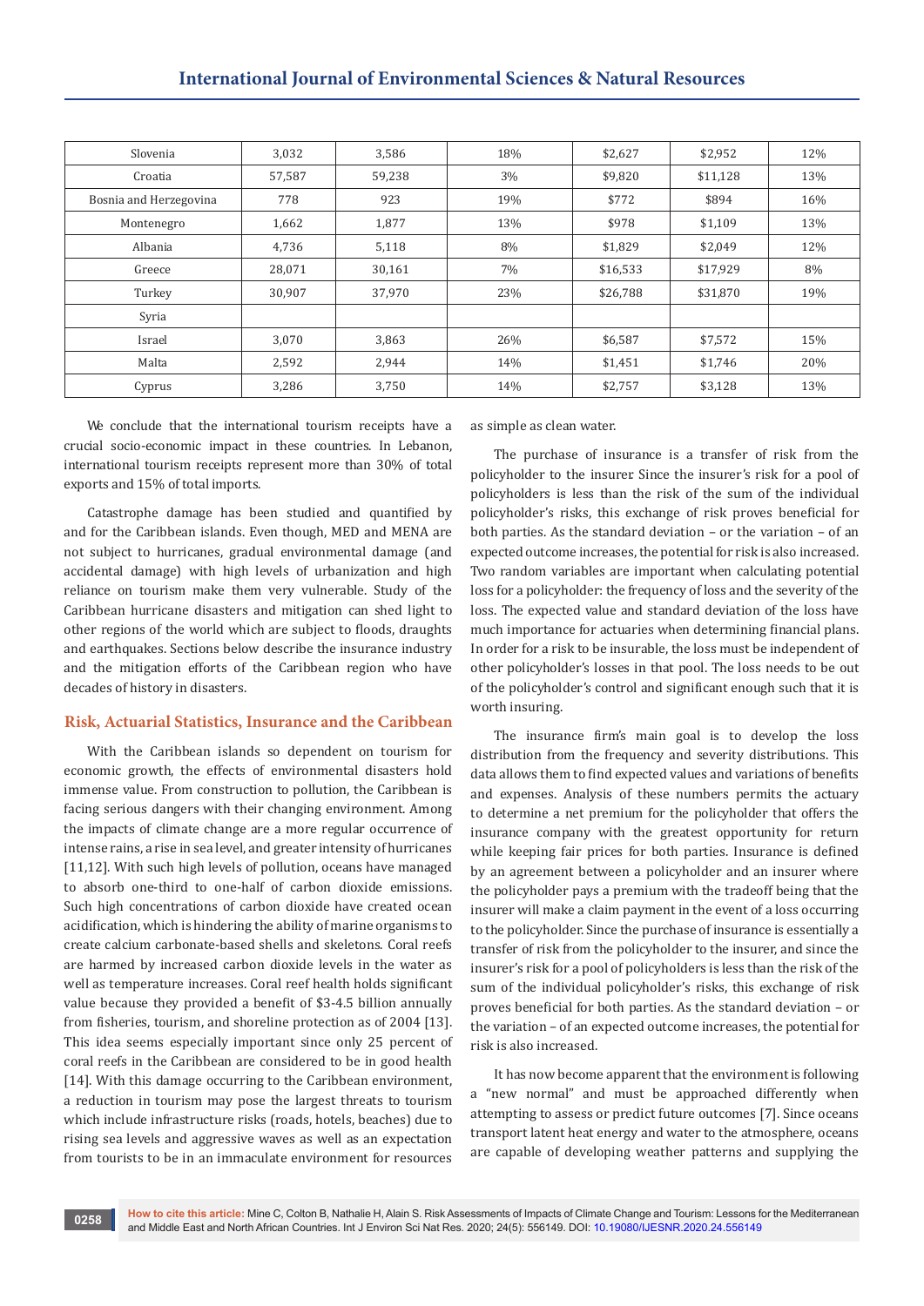| Slovenia | 3,032 | 3,586 | 18% | $2,627 | $2,952 | 12% |
|---|---|---|---|---|---|---|
| Croatia | 57,587 | 59,238 | 3% | $9,820 | $11,128 | 13% |
| Bosnia and Herzegovina | 778 | 923 | 19% | $772 | $894 | 16% |
| Montenegro | 1,662 | 1,877 | 13% | $978 | $1,109 | 13% |
| Albania | 4,736 | 5,118 | 8% | $1,829 | $2,049 | 12% |
| Greece | 28,071 | 30,161 | 7% | $16,533 | $17,929 | 8% |
| Turkey | 30,907 | 37,970 | 23% | $26,788 | $31,870 | 19% |
| Syria | | | | | | |
| Israel | 3,070 | 3,863 | 26% | $6,587 | $7,572 | 15% |
| Malta | 2,592 | 2,944 | 14% | $1,451 | $1,746 | 20% |
| Cyprus | 3,286 | 3,750 | 14% | $2,757 | $3,128 | 13% |

We conclude that the international tourism receipts have a crucial socio-economic impact in these countries. In Lebanon, international tourism receipts represent more than 30% of total exports and 15% of total imports.

Catastrophe damage has been studied and quantified by and for the Caribbean islands. Even though, MED and MENA are not subject to hurricanes, gradual environmental damage (and accidental damage) with high levels of urbanization and high reliance on tourism make them very vulnerable. Study of the Caribbean hurricane disasters and mitigation can shed light to other regions of the world which are subject to floods, draughts and earthquakes. Sections below describe the insurance industry and the mitigation efforts of the Caribbean region who have decades of history in disasters.

## Risk, Actuarial Statistics, Insurance and the Caribbean

With the Caribbean islands so dependent on tourism for economic growth, the effects of environmental disasters hold immense value. From construction to pollution, the Caribbean is facing serious dangers with their changing environment. Among the impacts of climate change are a more regular occurrence of intense rains, a rise in sea level, and greater intensity of hurricanes [11,12]. With such high levels of pollution, oceans have managed to absorb one-third to one-half of carbon dioxide emissions. Such high concentrations of carbon dioxide have created ocean acidification, which is hindering the ability of marine organisms to create calcium carbonate-based shells and skeletons. Coral reefs are harmed by increased carbon dioxide levels in the water as well as temperature increases. Coral reef health holds significant value because they provided a benefit of $3-4.5 billion annually from fisheries, tourism, and shoreline protection as of 2004 [13]. This idea seems especially important since only 25 percent of coral reefs in the Caribbean are considered to be in good health [14]. With this damage occurring to the Caribbean environment, a reduction in tourism may pose the largest threats to tourism which include infrastructure risks (roads, hotels, beaches) due to rising sea levels and aggressive waves as well as an expectation from tourists to be in an immaculate environment for resources as simple as clean water.

The purchase of insurance is a transfer of risk from the policyholder to the insurer. Since the insurer's risk for a pool of policyholders is less than the risk of the sum of the individual policyholder's risks, this exchange of risk proves beneficial for both parties. As the standard deviation – or the variation – of an expected outcome increases, the potential for risk is also increased. Two random variables are important when calculating potential loss for a policyholder: the frequency of loss and the severity of the loss. The expected value and standard deviation of the loss have much importance for actuaries when determining financial plans. In order for a risk to be insurable, the loss must be independent of other policyholder's losses in that pool. The loss needs to be out of the policyholder's control and significant enough such that it is worth insuring.

The insurance firm's main goal is to develop the loss distribution from the frequency and severity distributions. This data allows them to find expected values and variations of benefits and expenses. Analysis of these numbers permits the actuary to determine a net premium for the policyholder that offers the insurance company with the greatest opportunity for return while keeping fair prices for both parties. Insurance is defined by an agreement between a policyholder and an insurer where the policyholder pays a premium with the tradeoff being that the insurer will make a claim payment in the event of a loss occurring to the policyholder. Since the purchase of insurance is essentially a transfer of risk from the policyholder to the insurer, and since the insurer's risk for a pool of policyholders is less than the risk of the sum of the individual policyholder's risks, this exchange of risk proves beneficial for both parties. As the standard deviation – or the variation – of an expected outcome increases, the potential for risk is also increased.

It has now become apparent that the environment is following a "new normal" and must be approached differently when attempting to assess or predict future outcomes [7]. Since oceans transport latent heat energy and water to the atmosphere, oceans are capable of developing weather patterns and supplying the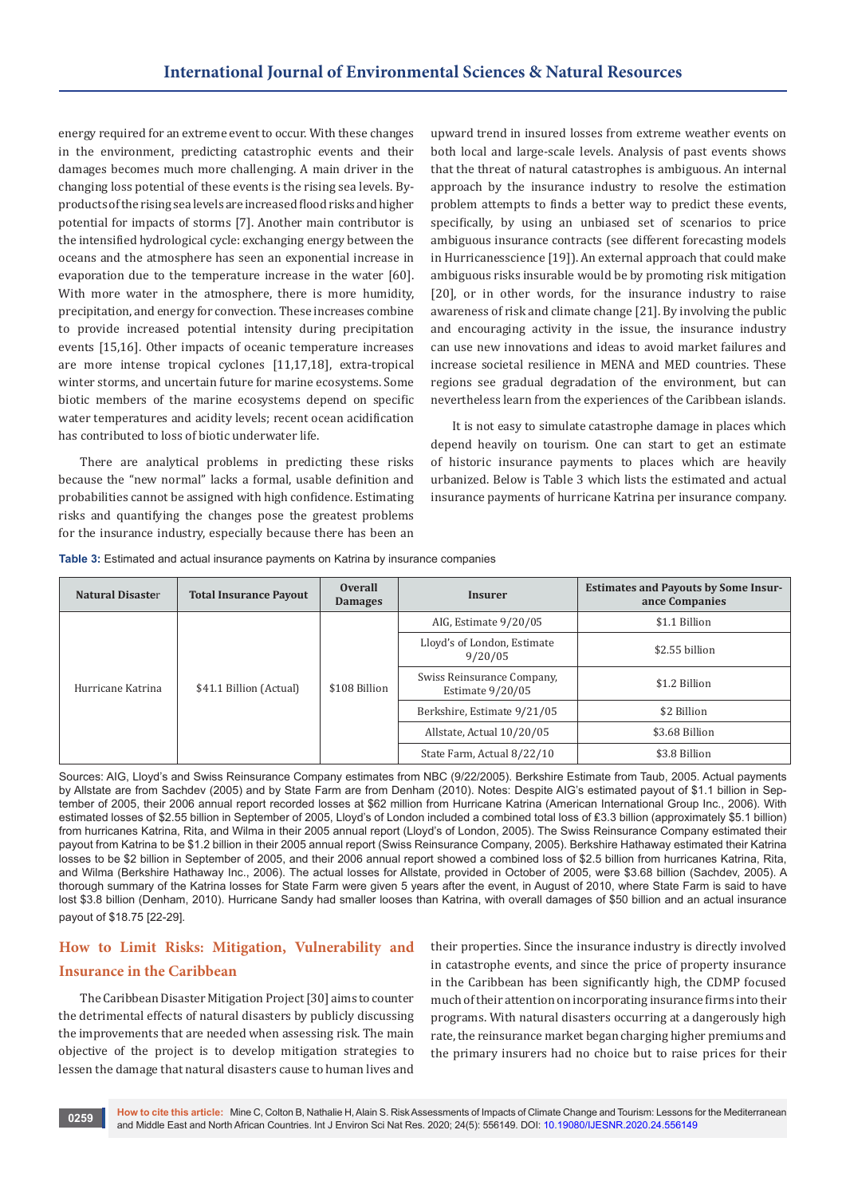energy required for an extreme event to occur. With these changes in the environment, predicting catastrophic events and their damages becomes much more challenging. A main driver in the changing loss potential of these events is the rising sea levels. By-products of the rising sea levels are increased flood risks and higher potential for impacts of storms [7]. Another main contributor is the intensified hydrological cycle: exchanging energy between the oceans and the atmosphere has seen an exponential increase in evaporation due to the temperature increase in the water [60]. With more water in the atmosphere, there is more humidity, precipitation, and energy for convection. These increases combine to provide increased potential intensity during precipitation events [15,16]. Other impacts of oceanic temperature increases are more intense tropical cyclones [11,17,18], extra-tropical winter storms, and uncertain future for marine ecosystems. Some biotic members of the marine ecosystems depend on specific water temperatures and acidity levels; recent ocean acidification has contributed to loss of biotic underwater life.

There are analytical problems in predicting these risks because the "new normal" lacks a formal, usable definition and probabilities cannot be assigned with high confidence. Estimating risks and quantifying the changes pose the greatest problems for the insurance industry, especially because there has been an upward trend in insured losses from extreme weather events on both local and large-scale levels. Analysis of past events shows that the threat of natural catastrophes is ambiguous. An internal approach by the insurance industry to resolve the estimation problem attempts to finds a better way to predict these events, specifically, by using an unbiased set of scenarios to price ambiguous insurance contracts (see different forecasting models in Hurricanesscience [19]). An external approach that could make ambiguous risks insurable would be by promoting risk mitigation [20], or in other words, for the insurance industry to raise awareness of risk and climate change [21]. By involving the public and encouraging activity in the issue, the insurance industry can use new innovations and ideas to avoid market failures and increase societal resilience in MENA and MED countries. These regions see gradual degradation of the environment, but can nevertheless learn from the experiences of the Caribbean islands.

It is not easy to simulate catastrophe damage in places which depend heavily on tourism. One can start to get an estimate of historic insurance payments to places which are heavily urbanized. Below is Table 3 which lists the estimated and actual insurance payments of hurricane Katrina per insurance company.

**Table 3:** Estimated and actual insurance payments on Katrina by insurance companies

| Natural Disaster | Total Insurance Payout | Overall Damages | Insurer | Estimates and Payouts by Some Insurance Companies |
|---|---|---|---|---|
| Hurricane Katrina | $41.1 Billion (Actual) | $108 Billion | AIG, Estimate 9/20/05 | $1.1 Billion |
| | | | Lloyd's of London, Estimate 9/20/05 | $2.55 billion |
| | | | Swiss Reinsurance Company, Estimate 9/20/05 | $1.2 Billion |
| | | | Berkshire, Estimate 9/21/05 | $2 Billion |
| | | | Allstate, Actual 10/20/05 | $3.68 Billion |
| | | | State Farm, Actual 8/22/10 | $3.8 Billion |

Sources: AIG, Lloyd's and Swiss Reinsurance Company estimates from NBC (9/22/2005). Berkshire Estimate from Taub, 2005. Actual payments by Allstate are from Sachdev (2005) and by State Farm are from Denham (2010). Notes: Despite AIG's estimated payout of $1.1 billion in September of 2005, their 2006 annual report recorded losses at $62 million from Hurricane Katrina (American International Group Inc., 2006). With estimated losses of $2.55 billion in September of 2005, Lloyd's of London included a combined total loss of £3.3 billion (approximately $5.1 billion) from hurricanes Katrina, Rita, and Wilma in their 2005 annual report (Lloyd's of London, 2005). The Swiss Reinsurance Company estimated their payout from Katrina to be $1.2 billion in their 2005 annual report (Swiss Reinsurance Company, 2005). Berkshire Hathaway estimated their Katrina losses to be $2 billion in September of 2005, and their 2006 annual report showed a combined loss of $2.5 billion from hurricanes Katrina, Rita, and Wilma (Berkshire Hathaway Inc., 2006). The actual losses for Allstate, provided in October of 2005, were $3.68 billion (Sachdev, 2005). A thorough summary of the Katrina losses for State Farm were given 5 years after the event, in August of 2010, where State Farm is said to have lost $3.8 billion (Denham, 2010). Hurricane Sandy had smaller looses than Katrina, with overall damages of $50 billion and an actual insurance payout of $18.75 [22-29].

## How to Limit Risks: Mitigation, Vulnerability and Insurance in the Caribbean

The Caribbean Disaster Mitigation Project [30] aims to counter the detrimental effects of natural disasters by publicly discussing the improvements that are needed when assessing risk. The main objective of the project is to develop mitigation strategies to lessen the damage that natural disasters cause to human lives and their properties. Since the insurance industry is directly involved in catastrophe events, and since the price of property insurance in the Caribbean has been significantly high, the CDMP focused much of their attention on incorporating insurance firms into their programs. With natural disasters occurring at a dangerously high rate, the reinsurance market began charging higher premiums and the primary insurers had no choice but to raise prices for their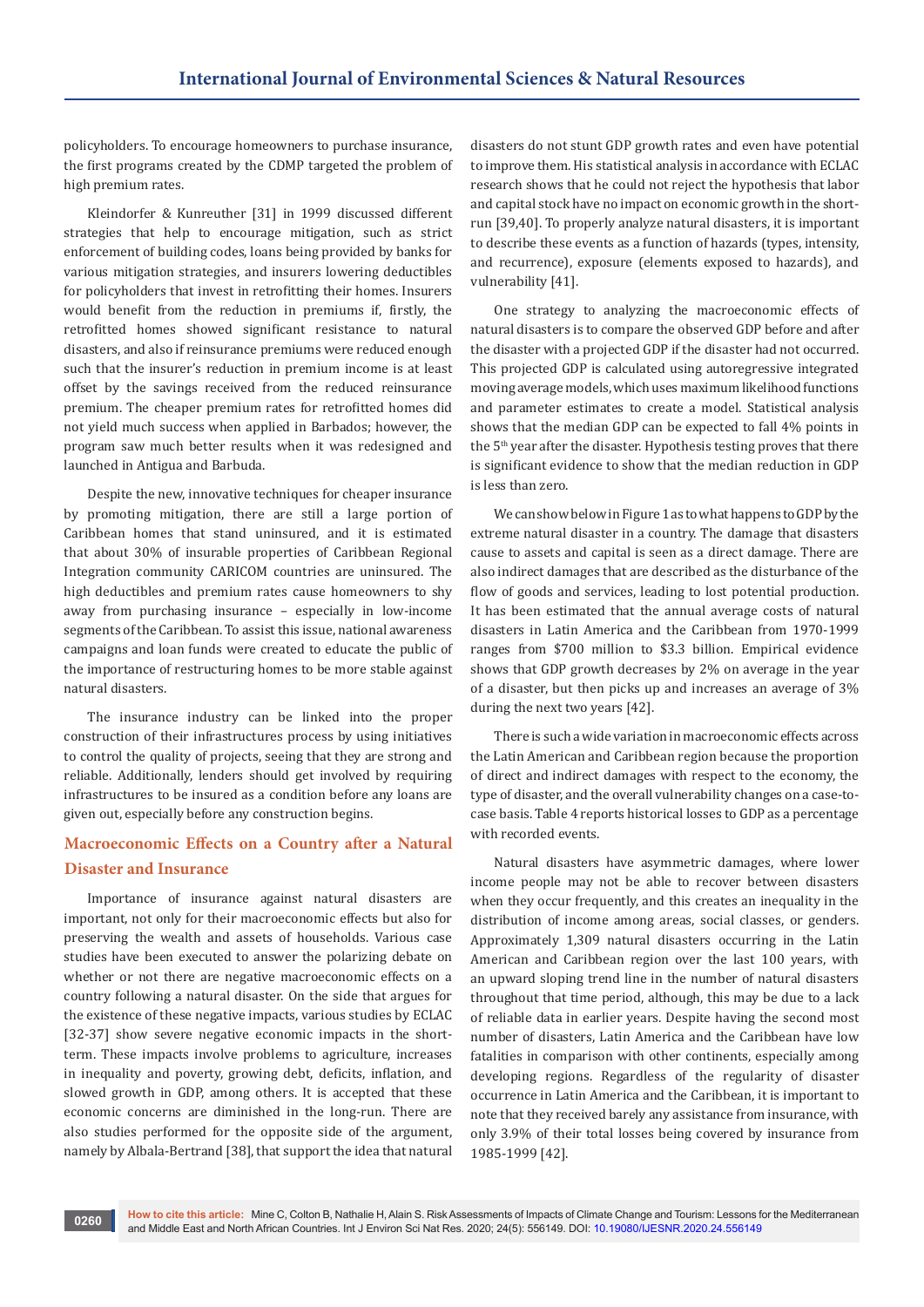policyholders. To encourage homeowners to purchase insurance, the first programs created by the CDMP targeted the problem of high premium rates.

Kleindorfer & Kunreuther [31] in 1999 discussed different strategies that help to encourage mitigation, such as strict enforcement of building codes, loans being provided by banks for various mitigation strategies, and insurers lowering deductibles for policyholders that invest in retrofitting their homes. Insurers would benefit from the reduction in premiums if, firstly, the retrofitted homes showed significant resistance to natural disasters, and also if reinsurance premiums were reduced enough such that the insurer's reduction in premium income is at least offset by the savings received from the reduced reinsurance premium. The cheaper premium rates for retrofitted homes did not yield much success when applied in Barbados; however, the program saw much better results when it was redesigned and launched in Antigua and Barbuda.

Despite the new, innovative techniques for cheaper insurance by promoting mitigation, there are still a large portion of Caribbean homes that stand uninsured, and it is estimated that about 30% of insurable properties of Caribbean Regional Integration community CARICOM countries are uninsured. The high deductibles and premium rates cause homeowners to shy away from purchasing insurance – especially in low-income segments of the Caribbean. To assist this issue, national awareness campaigns and loan funds were created to educate the public of the importance of restructuring homes to be more stable against natural disasters.

The insurance industry can be linked into the proper construction of their infrastructures process by using initiatives to control the quality of projects, seeing that they are strong and reliable. Additionally, lenders should get involved by requiring infrastructures to be insured as a condition before any loans are given out, especially before any construction begins.

## Macroeconomic Effects on a Country after a Natural Disaster and Insurance

Importance of insurance against natural disasters are important, not only for their macroeconomic effects but also for preserving the wealth and assets of households. Various case studies have been executed to answer the polarizing debate on whether or not there are negative macroeconomic effects on a country following a natural disaster. On the side that argues for the existence of these negative impacts, various studies by ECLAC [32-37] show severe negative economic impacts in the short-term. These impacts involve problems to agriculture, increases in inequality and poverty, growing debt, deficits, inflation, and slowed growth in GDP, among others. It is accepted that these economic concerns are diminished in the long-run. There are also studies performed for the opposite side of the argument, namely by Albala-Bertrand [38], that support the idea that natural disasters do not stunt GDP growth rates and even have potential to improve them. His statistical analysis in accordance with ECLAC research shows that he could not reject the hypothesis that labor and capital stock have no impact on economic growth in the short-run [39,40]. To properly analyze natural disasters, it is important to describe these events as a function of hazards (types, intensity, and recurrence), exposure (elements exposed to hazards), and vulnerability [41].

One strategy to analyzing the macroeconomic effects of natural disasters is to compare the observed GDP before and after the disaster with a projected GDP if the disaster had not occurred. This projected GDP is calculated using autoregressive integrated moving average models, which uses maximum likelihood functions and parameter estimates to create a model. Statistical analysis shows that the median GDP can be expected to fall 4% points in the 5th year after the disaster. Hypothesis testing proves that there is significant evidence to show that the median reduction in GDP is less than zero.

We can show below in Figure 1 as to what happens to GDP by the extreme natural disaster in a country. The damage that disasters cause to assets and capital is seen as a direct damage. There are also indirect damages that are described as the disturbance of the flow of goods and services, leading to lost potential production. It has been estimated that the annual average costs of natural disasters in Latin America and the Caribbean from 1970-1999 ranges from $700 million to $3.3 billion. Empirical evidence shows that GDP growth decreases by 2% on average in the year of a disaster, but then picks up and increases an average of 3% during the next two years [42].

There is such a wide variation in macroeconomic effects across the Latin American and Caribbean region because the proportion of direct and indirect damages with respect to the economy, the type of disaster, and the overall vulnerability changes on a case-to-case basis. Table 4 reports historical losses to GDP as a percentage with recorded events.

Natural disasters have asymmetric damages, where lower income people may not be able to recover between disasters when they occur frequently, and this creates an inequality in the distribution of income among areas, social classes, or genders. Approximately 1,309 natural disasters occurring in the Latin American and Caribbean region over the last 100 years, with an upward sloping trend line in the number of natural disasters throughout that time period, although, this may be due to a lack of reliable data in earlier years. Despite having the second most number of disasters, Latin America and the Caribbean have low fatalities in comparison with other continents, especially among developing regions. Regardless of the regularity of disaster occurrence in Latin America and the Caribbean, it is important to note that they received barely any assistance from insurance, with only 3.9% of their total losses being covered by insurance from 1985-1999 [42].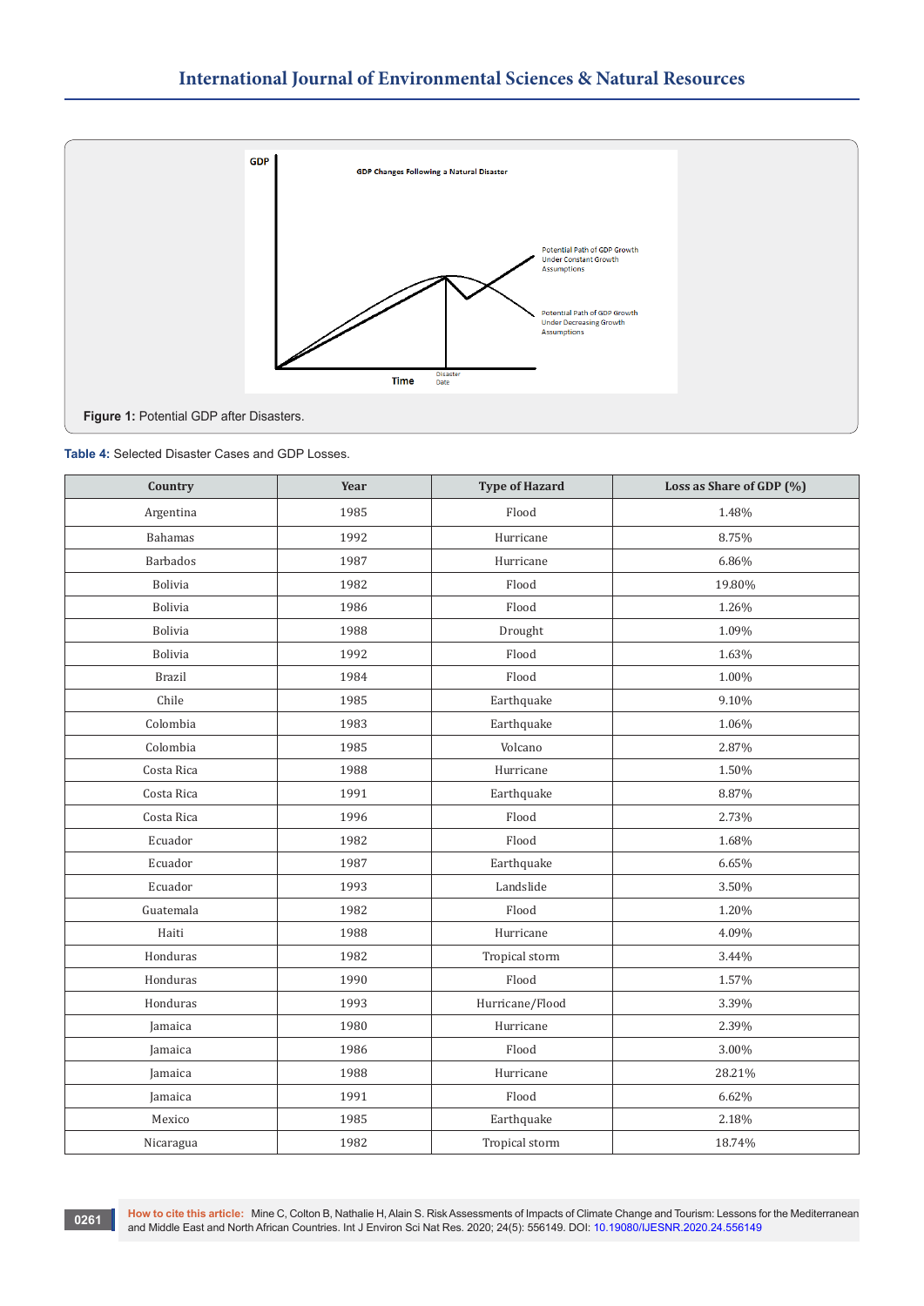Figure 1: Potential GDP after Disasters.

**Table 4:** Selected Disaster Cases and GDP Losses.

| Country | Year | Type of Hazard | Loss as Share of GDP (%) |
|---|---|---|---|
| Argentina | 1985 | Flood | 1.48% |
| Bahamas | 1992 | Hurricane | 8.75% |
| Barbados | 1987 | Hurricane | 6.86% |
| Bolivia | 1982 | Flood | 19.80% |
| Bolivia | 1986 | Flood | 1.26% |
| Bolivia | 1988 | Drought | 1.09% |
| Bolivia | 1992 | Flood | 1.63% |
| Brazil | 1984 | Flood | 1.00% |
| Chile | 1985 | Earthquake | 9.10% |
| Colombia | 1983 | Earthquake | 1.06% |
| Colombia | 1985 | Volcano | 2.87% |
| Costa Rica | 1988 | Hurricane | 1.50% |
| Costa Rica | 1991 | Earthquake | 8.87% |
| Costa Rica | 1996 | Flood | 2.73% |
| Ecuador | 1982 | Flood | 1.68% |
| Ecuador | 1987 | Earthquake | 6.65% |
| Ecuador | 1993 | Landslide | 3.50% |
| Guatemala | 1982 | Flood | 1.20% |
| Haiti | 1988 | Hurricane | 4.09% |
| Honduras | 1982 | Tropical storm | 3.44% |
| Honduras | 1990 | Flood | 1.57% |
| Honduras | 1993 | Hurricane/Flood | 3.39% |
| Jamaica | 1980 | Hurricane | 2.39% |
| Jamaica | 1986 | Flood | 3.00% |
| Jamaica | 1988 | Hurricane | 28.21% |
| Jamaica | 1991 | Flood | 6.62% |
| Mexico | 1985 | Earthquake | 2.18% |
| Nicaragua | 1982 | Tropical storm | 18.74% |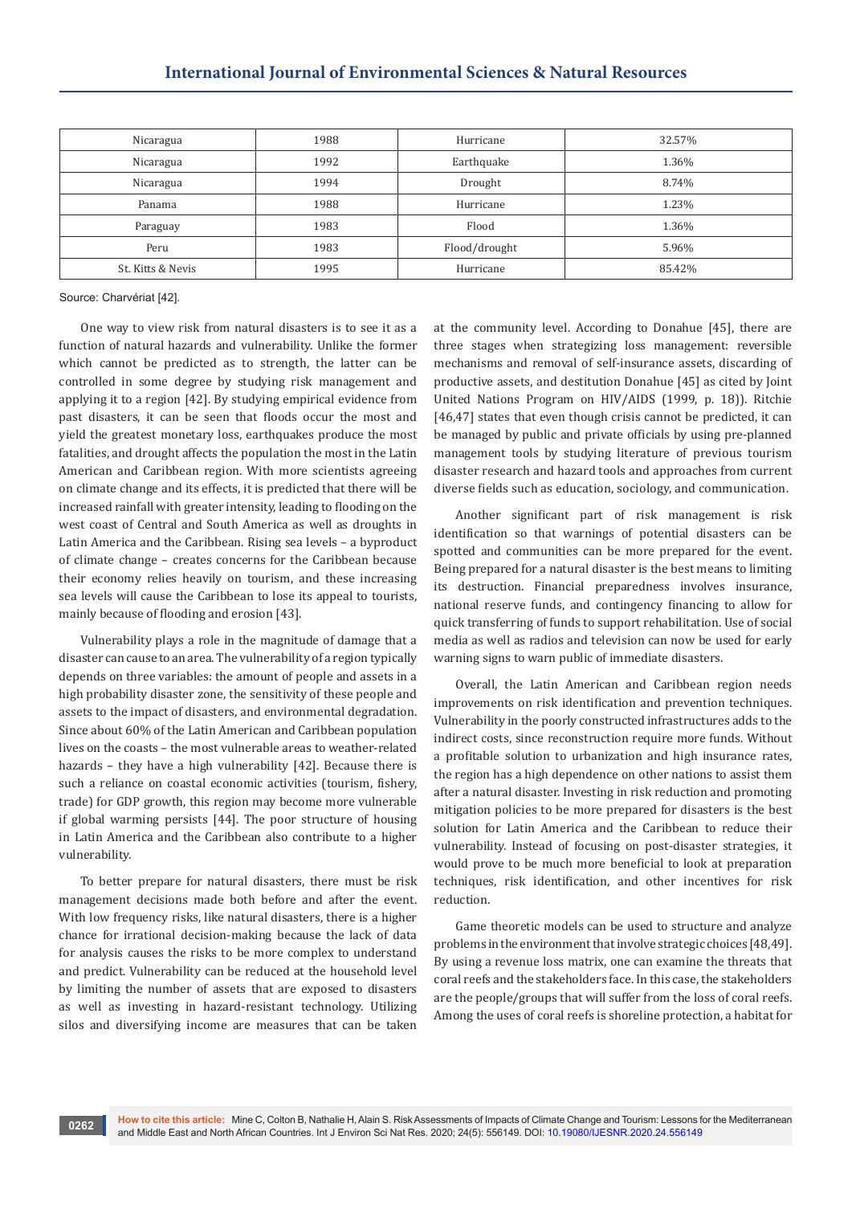| Nicaragua | 1988 | Hurricane | 32.57% |
|---|---|---|---|
| Nicaragua | 1992 | Earthquake | 1.36% |
| Nicaragua | 1994 | Drought | 8.74% |
| Panama | 1988 | Hurricane | 1.23% |
| Paraguay | 1983 | Flood | 1.36% |
| Peru | 1983 | Flood/drought | 5.96% |
| St. Kitts & Nevis | 1995 | Hurricane | 85.42% |

Source: Charvériat [42].

One way to view risk from natural disasters is to see it as a function of natural hazards and vulnerability. Unlike the former which cannot be predicted as to strength, the latter can be controlled in some degree by studying risk management and applying it to a region [42]. By studying empirical evidence from past disasters, it can be seen that floods occur the most and yield the greatest monetary loss, earthquakes produce the most fatalities, and drought affects the population the most in the Latin American and Caribbean region. With more scientists agreeing on climate change and its effects, it is predicted that there will be increased rainfall with greater intensity, leading to flooding on the west coast of Central and South America as well as droughts in Latin America and the Caribbean. Rising sea levels – a byproduct of climate change – creates concerns for the Caribbean because their economy relies heavily on tourism, and these increasing sea levels will cause the Caribbean to lose its appeal to tourists, mainly because of flooding and erosion [43].

Vulnerability plays a role in the magnitude of damage that a disaster can cause to an area. The vulnerability of a region typically depends on three variables: the amount of people and assets in a high probability disaster zone, the sensitivity of these people and assets to the impact of disasters, and environmental degradation. Since about 60% of the Latin American and Caribbean population lives on the coasts – the most vulnerable areas to weather-related hazards – they have a high vulnerability [42]. Because there is such a reliance on coastal economic activities (tourism, fishery, trade) for GDP growth, this region may become more vulnerable if global warming persists [44]. The poor structure of housing in Latin America and the Caribbean also contribute to a higher vulnerability.

To better prepare for natural disasters, there must be risk management decisions made both before and after the event. With low frequency risks, like natural disasters, there is a higher chance for irrational decision-making because the lack of data for analysis causes the risks to be more complex to understand and predict. Vulnerability can be reduced at the household level by limiting the number of assets that are exposed to disasters as well as investing in hazard-resistant technology. Utilizing silos and diversifying income are measures that can be taken at the community level. According to Donahue [45], there are three stages when strategizing loss management: reversible mechanisms and removal of self-insurance assets, discarding of productive assets, and destitution Donahue [45] as cited by Joint United Nations Program on HIV/AIDS (1999, p. 18)). Ritchie [46,47] states that even though crisis cannot be predicted, it can be managed by public and private officials by using pre-planned management tools by studying literature of previous tourism disaster research and hazard tools and approaches from current diverse fields such as education, sociology, and communication.

Another significant part of risk management is risk identification so that warnings of potential disasters can be spotted and communities can be more prepared for the event. Being prepared for a natural disaster is the best means to limiting its destruction. Financial preparedness involves insurance, national reserve funds, and contingency financing to allow for quick transferring of funds to support rehabilitation. Use of social media as well as radios and television can now be used for early warning signs to warn public of immediate disasters.

Overall, the Latin American and Caribbean region needs improvements on risk identification and prevention techniques. Vulnerability in the poorly constructed infrastructures adds to the indirect costs, since reconstruction require more funds. Without a profitable solution to urbanization and high insurance rates, the region has a high dependence on other nations to assist them after a natural disaster. Investing in risk reduction and promoting mitigation policies to be more prepared for disasters is the best solution for Latin America and the Caribbean to reduce their vulnerability. Instead of focusing on post-disaster strategies, it would prove to be much more beneficial to look at preparation techniques, risk identification, and other incentives for risk reduction.

Game theoretic models can be used to structure and analyze problems in the environment that involve strategic choices [48,49]. By using a revenue loss matrix, one can examine the threats that coral reefs and the stakeholders face. In this case, the stakeholders are the people/groups that will suffer from the loss of coral reefs. Among the uses of coral reefs is shoreline protection, a habitat for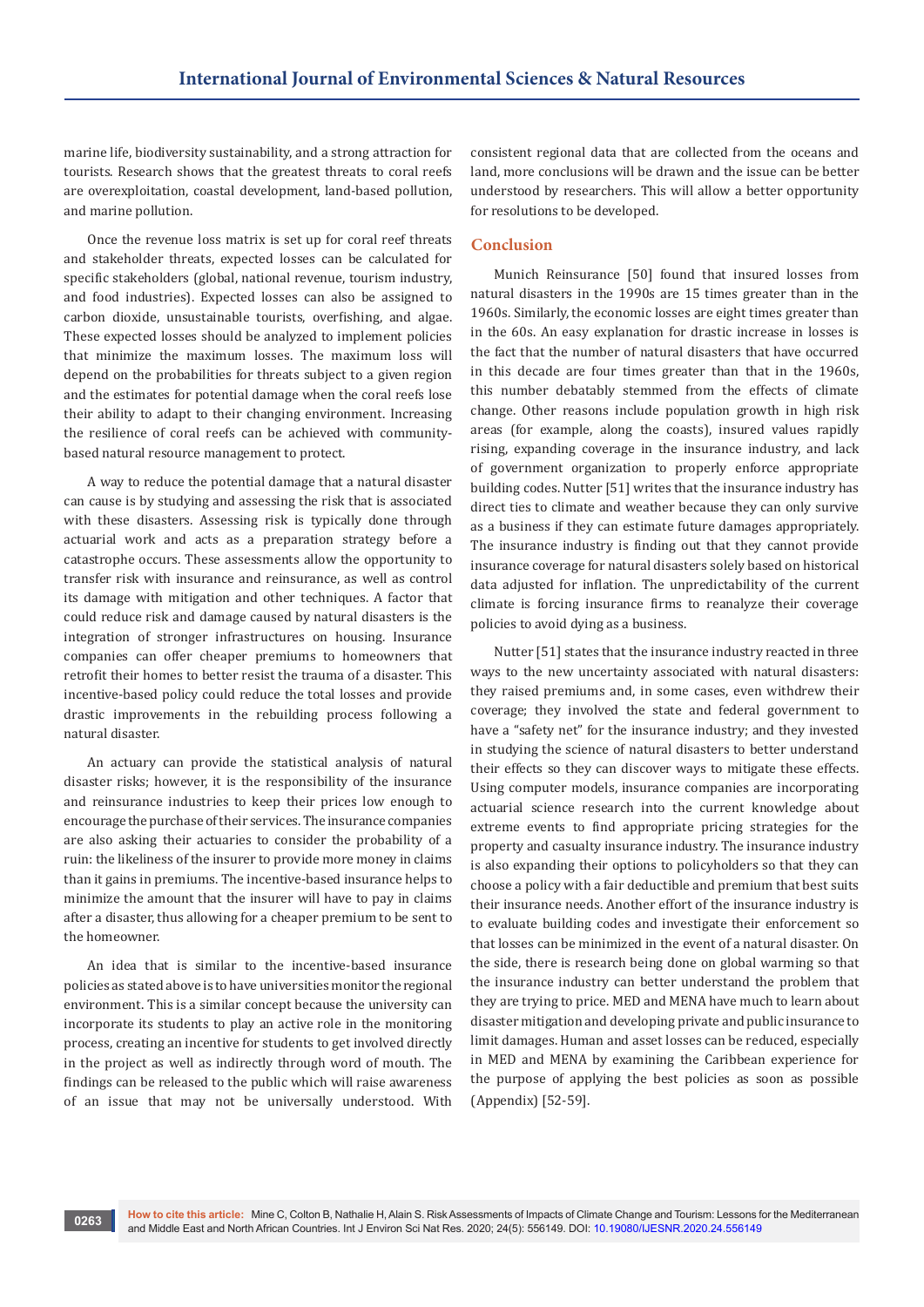marine life, biodiversity sustainability, and a strong attraction for tourists. Research shows that the greatest threats to coral reefs are overexploitation, coastal development, land-based pollution, and marine pollution.

Once the revenue loss matrix is set up for coral reef threats and stakeholder threats, expected losses can be calculated for specific stakeholders (global, national revenue, tourism industry, and food industries). Expected losses can also be assigned to carbon dioxide, unsustainable tourists, overfishing, and algae. These expected losses should be analyzed to implement policies that minimize the maximum losses. The maximum loss will depend on the probabilities for threats subject to a given region and the estimates for potential damage when the coral reefs lose their ability to adapt to their changing environment. Increasing the resilience of coral reefs can be achieved with community-based natural resource management to protect.

A way to reduce the potential damage that a natural disaster can cause is by studying and assessing the risk that is associated with these disasters. Assessing risk is typically done through actuarial work and acts as a preparation strategy before a catastrophe occurs. These assessments allow the opportunity to transfer risk with insurance and reinsurance, as well as control its damage with mitigation and other techniques. A factor that could reduce risk and damage caused by natural disasters is the integration of stronger infrastructures on housing. Insurance companies can offer cheaper premiums to homeowners that retrofit their homes to better resist the trauma of a disaster. This incentive-based policy could reduce the total losses and provide drastic improvements in the rebuilding process following a natural disaster.

An actuary can provide the statistical analysis of natural disaster risks; however, it is the responsibility of the insurance and reinsurance industries to keep their prices low enough to encourage the purchase of their services. The insurance companies are also asking their actuaries to consider the probability of a ruin: the likeliness of the insurer to provide more money in claims than it gains in premiums. The incentive-based insurance helps to minimize the amount that the insurer will have to pay in claims after a disaster, thus allowing for a cheaper premium to be sent to the homeowner.

An idea that is similar to the incentive-based insurance policies as stated above is to have universities monitor the regional environment. This is a similar concept because the university can incorporate its students to play an active role in the monitoring process, creating an incentive for students to get involved directly in the project as well as indirectly through word of mouth. The findings can be released to the public which will raise awareness of an issue that may not be universally understood. With consistent regional data that are collected from the oceans and land, more conclusions will be drawn and the issue can be better understood by researchers. This will allow a better opportunity for resolutions to be developed.

## Conclusion

Munich Reinsurance [50] found that insured losses from natural disasters in the 1990s are 15 times greater than in the 1960s. Similarly, the economic losses are eight times greater than in the 60s. An easy explanation for drastic increase in losses is the fact that the number of natural disasters that have occurred in this decade are four times greater than that in the 1960s, this number debatably stemmed from the effects of climate change. Other reasons include population growth in high risk areas (for example, along the coasts), insured values rapidly rising, expanding coverage in the insurance industry, and lack of government organization to properly enforce appropriate building codes. Nutter [51] writes that the insurance industry has direct ties to climate and weather because they can only survive as a business if they can estimate future damages appropriately. The insurance industry is finding out that they cannot provide insurance coverage for natural disasters solely based on historical data adjusted for inflation. The unpredictability of the current climate is forcing insurance firms to reanalyze their coverage policies to avoid dying as a business.

Nutter [51] states that the insurance industry reacted in three ways to the new uncertainty associated with natural disasters: they raised premiums and, in some cases, even withdrew their coverage; they involved the state and federal government to have a "safety net" for the insurance industry; and they invested in studying the science of natural disasters to better understand their effects so they can discover ways to mitigate these effects. Using computer models, insurance companies are incorporating actuarial science research into the current knowledge about extreme events to find appropriate pricing strategies for the property and casualty insurance industry. The insurance industry is also expanding their options to policyholders so that they can choose a policy with a fair deductible and premium that best suits their insurance needs. Another effort of the insurance industry is to evaluate building codes and investigate their enforcement so that losses can be minimized in the event of a natural disaster. On the side, there is research being done on global warming so that the insurance industry can better understand the problem that they are trying to price. MED and MENA have much to learn about disaster mitigation and developing private and public insurance to limit damages. Human and asset losses can be reduced, especially in MED and MENA by examining the Caribbean experience for the purpose of applying the best policies as soon as possible (Appendix) [52-59].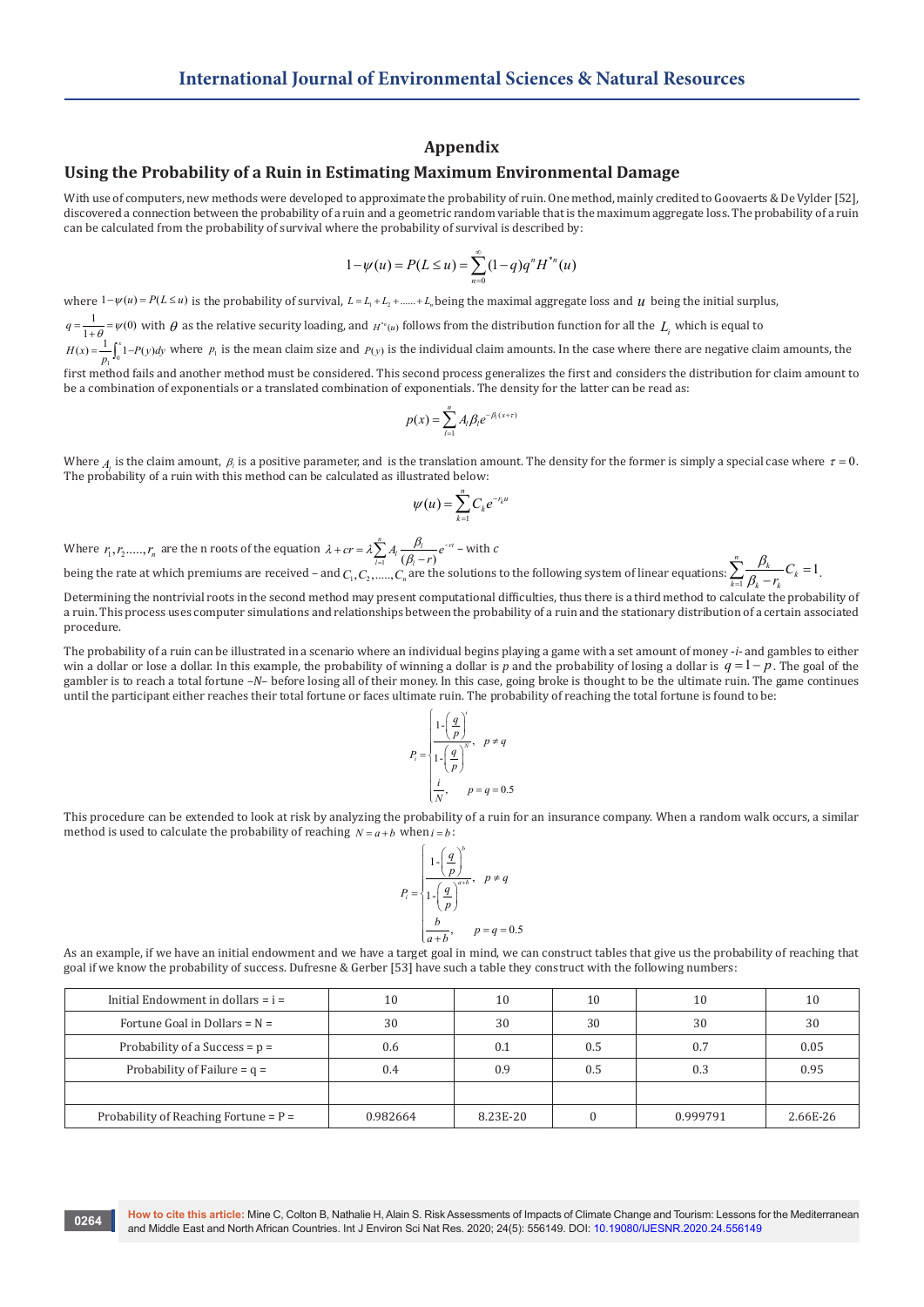# Appendix

## Using the Probability of a Ruin in Estimating Maximum Environmental Damage

With use of computers, new methods were developed to approximate the probability of ruin. One method, mainly credited to Goovaerts & De Vylder [52], discovered a connection between the probability of a ruin and a geometric random variable that is the maximum aggregate loss. The probability of a ruin can be calculated from the probability of survival where the probability of survival is described by:

$$1-\psi(u)=P(L\le u)=\sum_{n=0}^{\infty}(1-q)q^{n}H^{*n}(u)$$

where $1-\psi(u)=P(L\le u)$ is the probability of survival, $L=L_1+L_2+......+L_n$ being the maximal aggregate loss and $u$ being the initial surplus, $q=\frac{1}{1+\theta}=\psi(0)$ with $\theta$ as the relative security loading, and $H^{*n}(u)$ follows from the distribution function for all the $L_i$ which is equal to $H(x)=\frac{1}{p_1}\int_0^x 1-P(y)dy$ where $p_1$ is the mean claim size and $P(y)$ is the individual claim amounts. In the case where there are negative claim amounts, the first method fails and another method must be considered. This second process generalizes the first and considers the distribution for claim amount to be a combination of exponentials or a translated combination of exponentials. The density for the latter can be read as:

$$p(x)=\sum_{l=1}^{n}A_l\beta_l e^{-\beta_l(x+\tau)}$$

Where $A_i$ is the claim amount, $\beta_i$ is a positive parameter, and is the translation amount. The density for the former is simply a special case where $\tau=0$. The probability of a ruin with this method can be calculated as illustrated below:

$$\psi(u)=\sum_{k=1}^{n}C_k e^{-r_k u}$$

Where $r_1,r_2.....,r_n$ are the n roots of the equation $\lambda+cr=\lambda\sum_{l=1}^{n}A_l\frac{\beta_l}{(\beta_l-r)}e^{-r\tau}$ – with $c$ being the rate at which premiums are received – and $C_1,C_2,.....,C_n$ are the solutions to the following system of linear equations: $\sum_{k=1}^{n}\frac{\beta_k}{\beta_k-r_k}C_k=1$.

Determining the nontrivial roots in the second method may present computational difficulties, thus there is a third method to calculate the probability of a ruin. This process uses computer simulations and relationships between the probability of a ruin and the stationary distribution of a certain associated procedure.

The probability of a ruin can be illustrated in a scenario where an individual begins playing a game with a set amount of money -*i*- and gambles to either win a dollar or lose a dollar. In this example, the probability of winning a dollar is *p* and the probability of losing a dollar is $q=1-p$. The goal of the gambler is to reach a total fortune –*N*– before losing all of their money. In this case, going broke is thought to be the ultimate ruin. The game continues until the participant either reaches their total fortune or faces ultimate ruin. The probability of reaching the total fortune is found to be:

$$P_i=\begin{cases}\dfrac{1-\left(\frac{q}{p}\right)^{i}}{1-\left(\frac{q}{p}\right)^{N}}, & p\ne q\\[2ex] \dfrac{i}{N}, & p=q=0.5\end{cases}$$

This procedure can be extended to look at risk by analyzing the probability of a ruin for an insurance company. When a random walk occurs, a similar method is used to calculate the probability of reaching $N=a+b$ when $i=b$:

$$P_i=\begin{cases}\dfrac{1-\left(\frac{q}{p}\right)^{b}}{1-\left(\frac{q}{p}\right)^{a+b}}, & p\ne q\\[2ex] \dfrac{b}{a+b}, & p=q=0.5\end{cases}$$

As an example, if we have an initial endowment and we have a target goal in mind, we can construct tables that give us the probability of reaching that goal if we know the probability of success. Dufresne & Gerber [53] have such a table they construct with the following numbers:

| Initial Endowment in dollars = i = | 10 | 10 | 10 | 10 | 10 |
|---|---|---|---|---|---|
| Fortune Goal in Dollars = N = | 30 | 30 | 30 | 30 | 30 |
| Probability of a Success = p = | 0.6 | 0.1 | 0.5 | 0.7 | 0.05 |
| Probability of Failure = q = | 0.4 | 0.9 | 0.5 | 0.3 | 0.95 |
| | | | | | |
| Probability of Reaching Fortune = P = | 0.982664 | 8.23E-20 | 0 | 0.999791 | 2.66E-26 |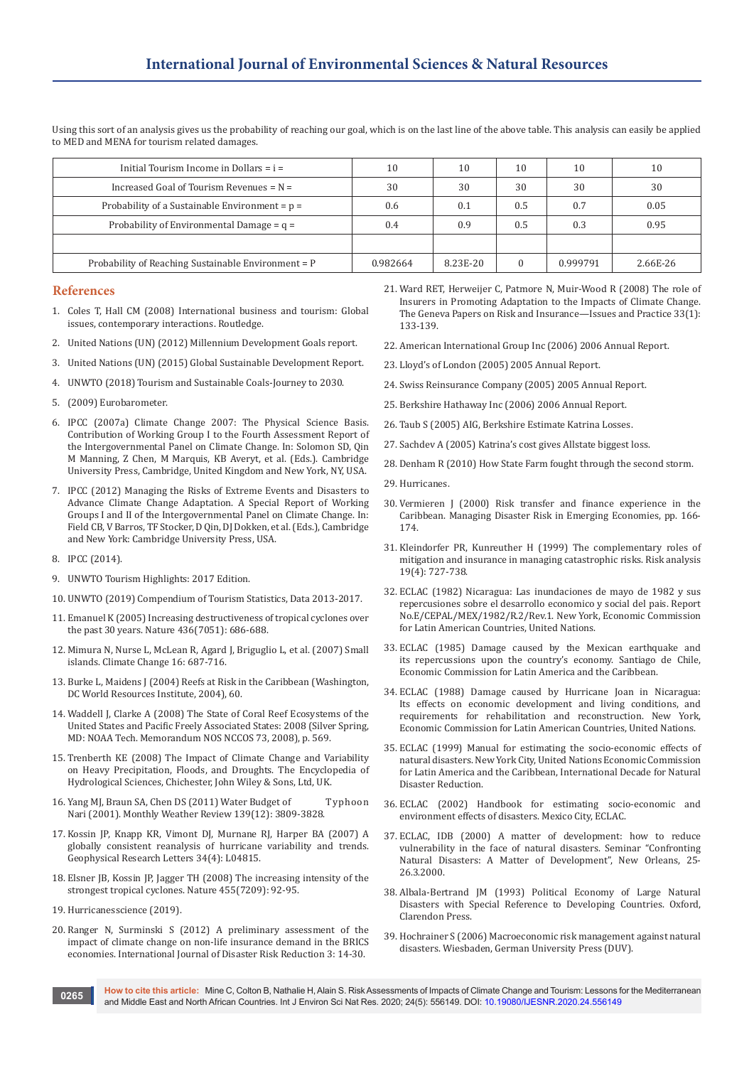Using this sort of an analysis gives us the probability of reaching our goal, which is on the last line of the above table. This analysis can easily be applied to MED and MENA for tourism related damages.

| Initial Tourism Income in Dollars = i = | 10 | 10 | 10 | 10 | 10 |
|---|---|---|---|---|---|
| Increased Goal of Tourism Revenues = N = | 30 | 30 | 30 | 30 | 30 |
| Probability of a Sustainable Environment = p = | 0.6 | 0.1 | 0.5 | 0.7 | 0.05 |
| Probability of Environmental Damage = q = | 0.4 | 0.9 | 0.5 | 0.3 | 0.95 |
| | | | | | |
| Probability of Reaching Sustainable Environment = P | 0.982664 | 8.23E-20 | 0 | 0.999791 | 2.66E-26 |

## References

1. Coles T, Hall CM (2008) International business and tourism: Global issues, contemporary interactions. Routledge.
2. United Nations (UN) (2012) Millennium Development Goals report.
3. United Nations (UN) (2015) Global Sustainable Development Report.
4. UNWTO (2018) Tourism and Sustainable Coals-Journey to 2030.
5. (2009) Eurobarometer.
6. IPCC (2007a) Climate Change 2007: The Physical Science Basis. Contribution of Working Group I to the Fourth Assessment Report of the Intergovernmental Panel on Climate Change. In: Solomon SD, Qin M Manning, Z Chen, M Marquis, KB Averyt, et al. (Eds.). Cambridge University Press, Cambridge, United Kingdom and New York, NY, USA.
7. IPCC (2012) Managing the Risks of Extreme Events and Disasters to Advance Climate Change Adaptation. A Special Report of Working Groups I and II of the Intergovernmental Panel on Climate Change. In: Field CB, V Barros, TF Stocker, D Qin, DJ Dokken, et al. (Eds.), Cambridge and New York: Cambridge University Press, USA.
8. IPCC (2014).
9. UNWTO Tourism Highlights: 2017 Edition.
10. UNWTO (2019) Compendium of Tourism Statistics, Data 2013-2017.
11. Emanuel K (2005) Increasing destructiveness of tropical cyclones over the past 30 years. Nature 436(7051): 686-688.
12. Mimura N, Nurse L, McLean R, Agard J, Briguglio L, et al. (2007) Small islands. Climate Change 16: 687-716.
13. Burke L, Maidens J (2004) Reefs at Risk in the Caribbean (Washington, DC World Resources Institute, 2004), 60.
14. Waddell J, Clarke A (2008) The State of Coral Reef Ecosystems of the United States and Pacific Freely Associated States: 2008 (Silver Spring, MD: NOAA Tech. Memorandum NOS NCCOS 73, 2008), p. 569.
15. Trenberth KE (2008) The Impact of Climate Change and Variability on Heavy Precipitation, Floods, and Droughts. The Encyclopedia of Hydrological Sciences, Chichester, John Wiley & Sons, Ltd, UK.
16. Yang MJ, Braun SA, Chen DS (2011) Water Budget of Typhoon Nari (2001). Monthly Weather Review 139(12): 3809-3828.
17. Kossin JP, Knapp KR, Vimont DJ, Murnane RJ, Harper BA (2007) A globally consistent reanalysis of hurricane variability and trends. Geophysical Research Letters 34(4): L04815.
18. Elsner JB, Kossin JP, Jagger TH (2008) The increasing intensity of the strongest tropical cyclones. Nature 455(7209): 92-95.
19. Hurricanesscience (2019).
20. Ranger N, Surminski S (2012) A preliminary assessment of the impact of climate change on non-life insurance demand in the BRICS economies. International Journal of Disaster Risk Reduction 3: 14-30.
21. Ward RET, Herweijer C, Patmore N, Muir-Wood R (2008) The role of Insurers in Promoting Adaptation to the Impacts of Climate Change. The Geneva Papers on Risk and Insurance—Issues and Practice 33(1): 133-139.
22. American International Group Inc (2006) 2006 Annual Report.
23. Lloyd's of London (2005) 2005 Annual Report.
24. Swiss Reinsurance Company (2005) 2005 Annual Report.
25. Berkshire Hathaway Inc (2006) 2006 Annual Report.
26. Taub S (2005) AIG, Berkshire Estimate Katrina Losses.
27. Sachdev A (2005) Katrina's cost gives Allstate biggest loss.
28. Denham R (2010) How State Farm fought through the second storm.
29. Hurricanes.
30. Vermieren J (2000) Risk transfer and finance experience in the Caribbean. Managing Disaster Risk in Emerging Economies, pp. 166-174.
31. Kleindorfer PR, Kunreuther H (1999) The complementary roles of mitigation and insurance in managing catastrophic risks. Risk analysis 19(4): 727-738.
32. ECLAC (1982) Nicaragua: Las inundaciones de mayo de 1982 y sus repercusiones sobre el desarrollo economico y social del pais. Report No.E/CEPAL/MEX/1982/R.2/Rev.1. New York, Economic Commission for Latin American Countries, United Nations.
33. ECLAC (1985) Damage caused by the Mexican earthquake and its repercussions upon the country's economy. Santiago de Chile, Economic Commission for Latin America and the Caribbean.
34. ECLAC (1988) Damage caused by Hurricane Joan in Nicaragua: Its effects on economic development and living conditions, and requirements for rehabilitation and reconstruction. New York, Economic Commission for Latin American Countries, United Nations.
35. ECLAC (1999) Manual for estimating the socio-economic effects of natural disasters. New York City, United Nations Economic Commission for Latin America and the Caribbean, International Decade for Natural Disaster Reduction.
36. ECLAC (2002) Handbook for estimating socio-economic and environment effects of disasters. Mexico City, ECLAC.
37. ECLAC, IDB (2000) A matter of development: how to reduce vulnerability in the face of natural disasters. Seminar "Confronting Natural Disasters: A Matter of Development", New Orleans, 25-26.3.2000.
38. Albala-Bertrand JM (1993) Political Economy of Large Natural Disasters with Special Reference to Developing Countries. Oxford, Clarendon Press.
39. Hochrainer S (2006) Macroeconomic risk management against natural disasters. Wiesbaden, German University Press (DUV).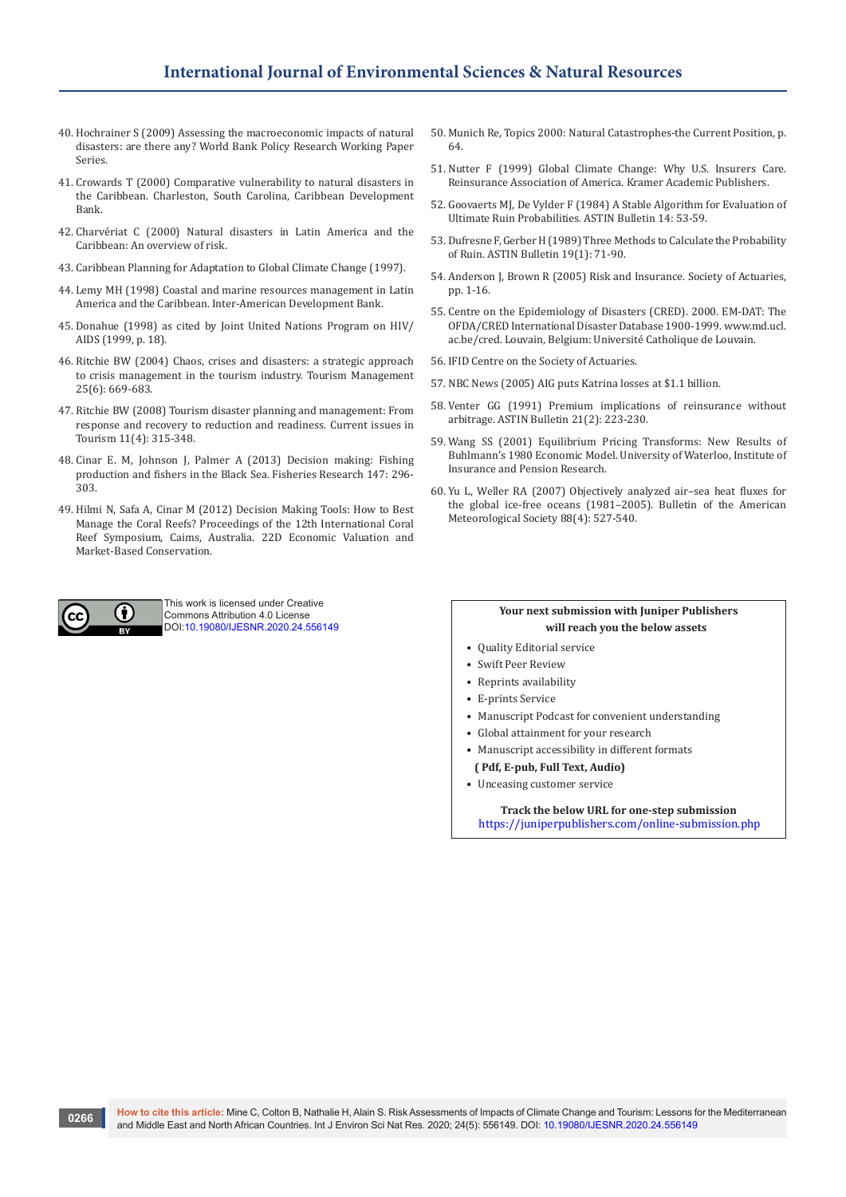40. Hochrainer S (2009) Assessing the macroeconomic impacts of natural disasters: are there any? World Bank Policy Research Working Paper Series.
41. Crowards T (2000) Comparative vulnerability to natural disasters in the Caribbean. Charleston, South Carolina, Caribbean Development Bank.
42. Charvériat C (2000) Natural disasters in Latin America and the Caribbean: An overview of risk.
43. Caribbean Planning for Adaptation to Global Climate Change (1997).
44. Lemy MH (1998) Coastal and marine resources management in Latin America and the Caribbean. Inter-American Development Bank.
45. Donahue (1998) as cited by Joint United Nations Program on HIV/AIDS (1999, p. 18).
46. Ritchie BW (2004) Chaos, crises and disasters: a strategic approach to crisis management in the tourism industry. Tourism Management 25(6): 669-683.
47. Ritchie BW (2008) Tourism disaster planning and management: From response and recovery to reduction and readiness. Current issues in Tourism 11(4): 315-348.
48. Cinar E. M, Johnson J, Palmer A (2013) Decision making: Fishing production and fishers in the Black Sea. Fisheries Research 147: 296-303.
49. Hilmi N, Safa A, Cinar M (2012) Decision Making Tools: How to Best Manage the Coral Reefs? Proceedings of the 12th International Coral Reef Symposium, Caims, Australia. 22D Economic Valuation and Market-Based Conservation.
50. Munich Re, Topics 2000: Natural Catastrophes-the Current Position, p. 64.
51. Nutter F (1999) Global Climate Change: Why U.S. Insurers Care. Reinsurance Association of America. Kramer Academic Publishers.
52. Goovaerts MJ, De Vylder F (1984) A Stable Algorithm for Evaluation of Ultimate Ruin Probabilities. ASTIN Bulletin 14: 53-59.
53. Dufresne F, Gerber H (1989) Three Methods to Calculate the Probability of Ruin. ASTIN Bulletin 19(1): 71-90.
54. Anderson J, Brown R (2005) Risk and Insurance. Society of Actuaries, pp. 1-16.
55. Centre on the Epidemiology of Disasters (CRED). 2000. EM-DAT: The OFDA/CRED International Disaster Database 1900-1999. www.md.ucl.ac.be/cred. Louvain, Belgium: Université Catholique de Louvain.
56. IFID Centre on the Society of Actuaries.
57. NBC News (2005) AIG puts Katrina losses at $1.1 billion.
58. Venter GG (1991) Premium implications of reinsurance without arbitrage. ASTIN Bulletin 21(2): 223-230.
59. Wang SS (2001) Equilibrium Pricing Transforms: New Results of Buhlmann's 1980 Economic Model. University of Waterloo, Institute of Insurance and Pension Research.
60. Yu L, Weller RA (2007) Objectively analyzed air–sea heat fluxes for the global ice-free oceans (1981–2005). Bulletin of the American Meteorological Society 88(4): 527-540.

This work is licensed under Creative Commons Attribution 4.0 License
DOI:10.19080/IJESNR.2020.24.556149

**Your next submission with Juniper Publishers will reach you the below assets**

- Quality Editorial service
- Swift Peer Review
- Reprints availability
- E-prints Service
- Manuscript Podcast for convenient understanding
- Global attainment for your research
- Manuscript accessibility in different formats

**( Pdf, E-pub, Full Text, Audio)**

- Unceasing customer service

**Track the below URL for one-step submission**
https://juniperpublishers.com/online-submission.php

**How to cite this article:** Mine C, Colton B, Nathalie H, Alain S. Risk Assessments of Impacts of Climate Change and Tourism: Lessons for the Mediterranean and Middle East and North African Countries. Int J Environ Sci Nat Res. 2020; 24(5): 556149. DOI: 10.19080/IJESNR.2020.24.556149